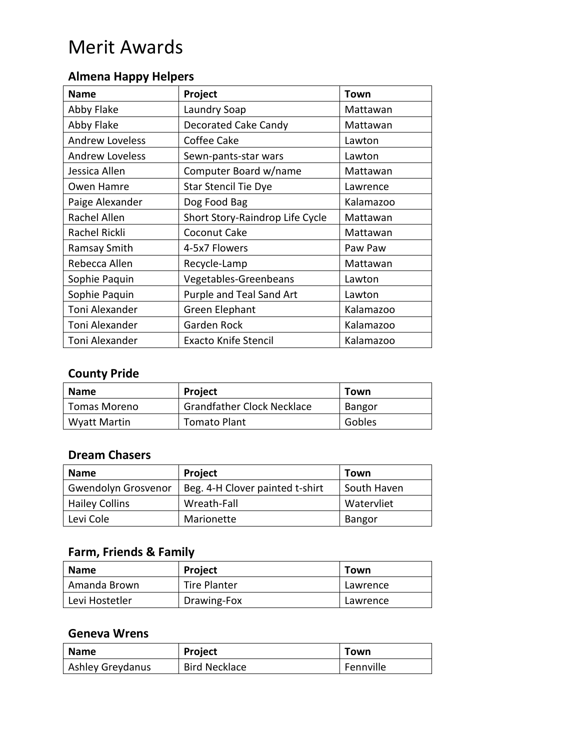# Merit Awards

### Almena Happy Helpers

| Name | Project | Town |
|---|---|---|
| Abby Flake | Laundry Soap | Mattawan |
| Abby Flake | Decorated Cake Candy | Mattawan |
| Andrew Loveless | Coffee Cake | Lawton |
| Andrew Loveless | Sewn-pants-star wars | Lawton |
| Jessica Allen | Computer Board w/name | Mattawan |
| Owen Hamre | Star Stencil Tie Dye | Lawrence |
| Paige Alexander | Dog Food Bag | Kalamazoo |
| Rachel Allen | Short Story-Raindrop Life Cycle | Mattawan |
| Rachel Rickli | Coconut Cake | Mattawan |
| Ramsay Smith | 4-5x7 Flowers | Paw Paw |
| Rebecca Allen | Recycle-Lamp | Mattawan |
| Sophie Paquin | Vegetables-Greenbeans | Lawton |
| Sophie Paquin | Purple and Teal Sand Art | Lawton |
| Toni Alexander | Green Elephant | Kalamazoo |
| Toni Alexander | Garden Rock | Kalamazoo |
| Toni Alexander | Exacto Knife Stencil | Kalamazoo |

### County Pride

| Name | Project | Town |
|---|---|---|
| Tomas Moreno | Grandfather Clock Necklace | Bangor |
| Wyatt Martin | Tomato Plant | Gobles |

### Dream Chasers

| Name | Project | Town |
|---|---|---|
| Gwendolyn Grosvenor | Beg. 4-H Clover painted t-shirt | South Haven |
| Hailey Collins | Wreath-Fall | Watervliet |
| Levi Cole | Marionette | Bangor |

### Farm, Friends & Family

| Name | Project | Town |
|---|---|---|
| Amanda Brown | Tire Planter | Lawrence |
| Levi Hostetler | Drawing-Fox | Lawrence |

### Geneva Wrens

| Name | Project | Town |
|---|---|---|
| Ashley Greydanus | Bird Necklace | Fennville |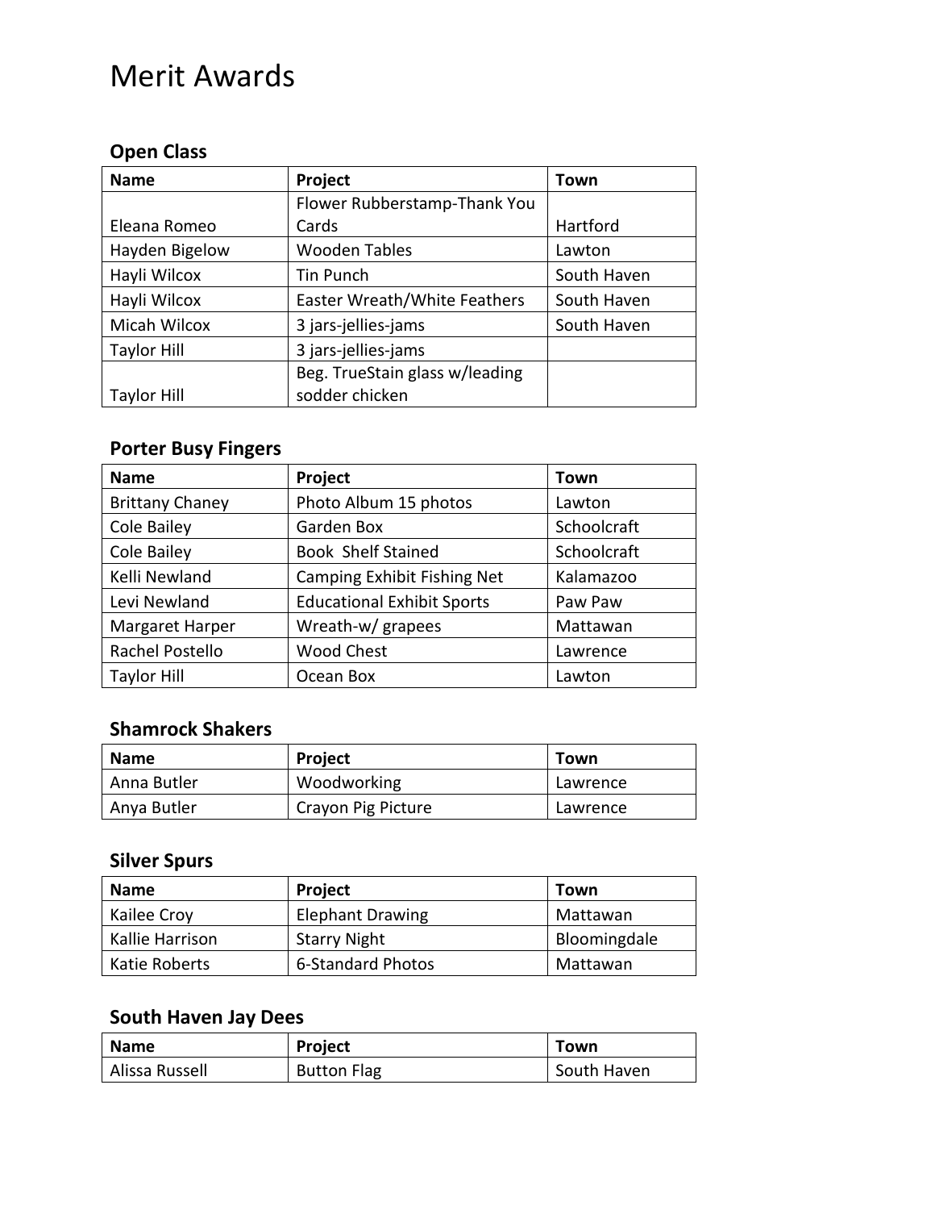# Merit Awards

### Open Class

| Name | Project | Town |
|---|---|---|
| Eleana Romeo | Flower Rubberstamp-Thank You Cards | Hartford |
| Hayden Bigelow | Wooden Tables | Lawton |
| Hayli Wilcox | Tin Punch | South Haven |
| Hayli Wilcox | Easter Wreath/White Feathers | South Haven |
| Micah Wilcox | 3 jars-jellies-jams | South Haven |
| Taylor Hill | 3 jars-jellies-jams | |
| Taylor Hill | Beg. TrueStain glass w/leading sodder chicken | |

### Porter Busy Fingers

| Name | Project | Town |
|---|---|---|
| Brittany Chaney | Photo Album 15 photos | Lawton |
| Cole Bailey | Garden Box | Schoolcraft |
| Cole Bailey | Book Shelf Stained | Schoolcraft |
| Kelli Newland | Camping Exhibit Fishing Net | Kalamazoo |
| Levi Newland | Educational Exhibit Sports | Paw Paw |
| Margaret Harper | Wreath-w/ grapees | Mattawan |
| Rachel Postello | Wood Chest | Lawrence |
| Taylor Hill | Ocean Box | Lawton |

### Shamrock Shakers

| Name | Project | Town |
|---|---|---|
| Anna Butler | Woodworking | Lawrence |
| Anya Butler | Crayon Pig Picture | Lawrence |

### Silver Spurs

| Name | Project | Town |
|---|---|---|
| Kailee Croy | Elephant Drawing | Mattawan |
| Kallie Harrison | Starry Night | Bloomingdale |
| Katie Roberts | 6-Standard Photos | Mattawan |

### South Haven Jay Dees

| Name | Project | Town |
|---|---|---|
| Alissa Russell | Button Flag | South Haven |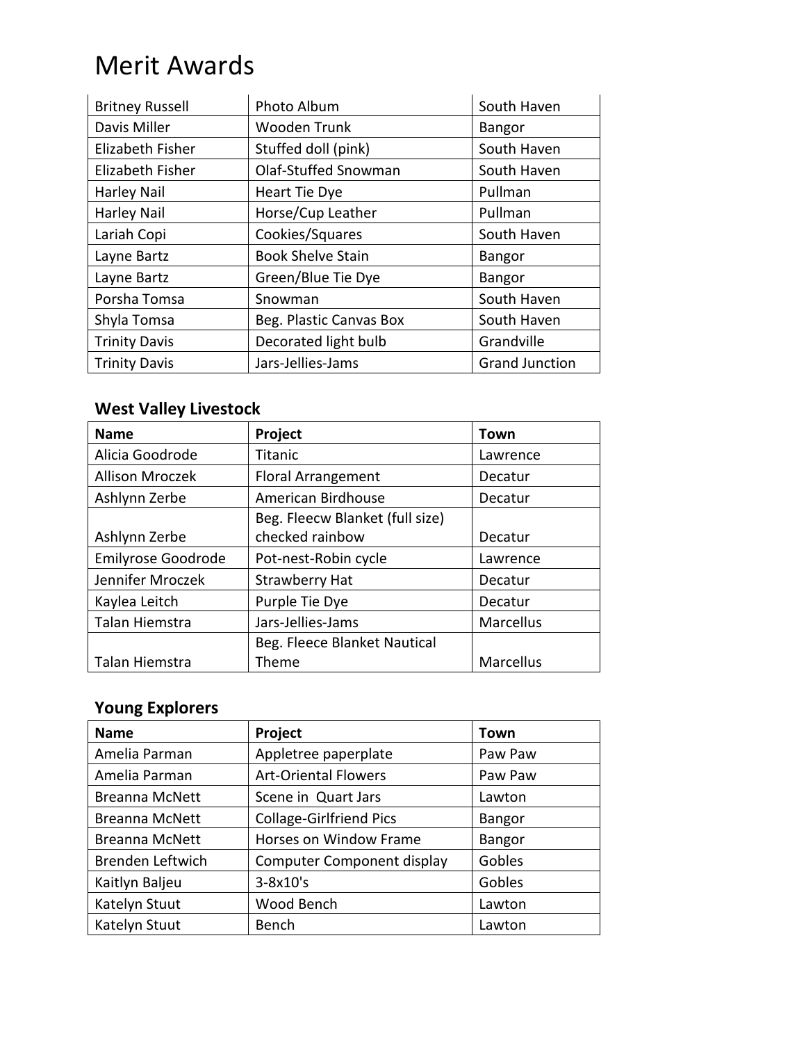# Merit Awards

| | | |
|---|---|---|
| Britney Russell | Photo Album | South Haven |
| Davis Miller | Wooden Trunk | Bangor |
| Elizabeth Fisher | Stuffed doll (pink) | South Haven |
| Elizabeth Fisher | Olaf-Stuffed Snowman | South Haven |
| Harley Nail | Heart Tie Dye | Pullman |
| Harley Nail | Horse/Cup Leather | Pullman |
| Lariah Copi | Cookies/Squares | South Haven |
| Layne Bartz | Book Shelve Stain | Bangor |
| Layne Bartz | Green/Blue Tie Dye | Bangor |
| Porsha Tomsa | Snowman | South Haven |
| Shyla Tomsa | Beg. Plastic Canvas Box | South Haven |
| Trinity Davis | Decorated light bulb | Grandville |
| Trinity Davis | Jars-Jellies-Jams | Grand Junction |

### West Valley Livestock

| Name | Project | Town |
|---|---|---|
| Alicia Goodrode | Titanic | Lawrence |
| Allison Mroczek | Floral Arrangement | Decatur |
| Ashlynn Zerbe | American Birdhouse | Decatur |
| Ashlynn Zerbe | Beg. Fleecw Blanket (full size) checked rainbow | Decatur |
| Emilyrose Goodrode | Pot-nest-Robin cycle | Lawrence |
| Jennifer Mroczek | Strawberry Hat | Decatur |
| Kaylea Leitch | Purple Tie Dye | Decatur |
| Talan Hiemstra | Jars-Jellies-Jams | Marcellus |
| Talan Hiemstra | Beg. Fleece Blanket Nautical Theme | Marcellus |

### Young Explorers

| Name | Project | Town |
|---|---|---|
| Amelia Parman | Appletree paperplate | Paw Paw |
| Amelia Parman | Art-Oriental Flowers | Paw Paw |
| Breanna McNett | Scene in Quart Jars | Lawton |
| Breanna McNett | Collage-Girlfriend Pics | Bangor |
| Breanna McNett | Horses on Window Frame | Bangor |
| Brenden Leftwich | Computer Component display | Gobles |
| Kaitlyn Baljeu | 3-8x10's | Gobles |
| Katelyn Stuut | Wood Bench | Lawton |
| Katelyn Stuut | Bench | Lawton |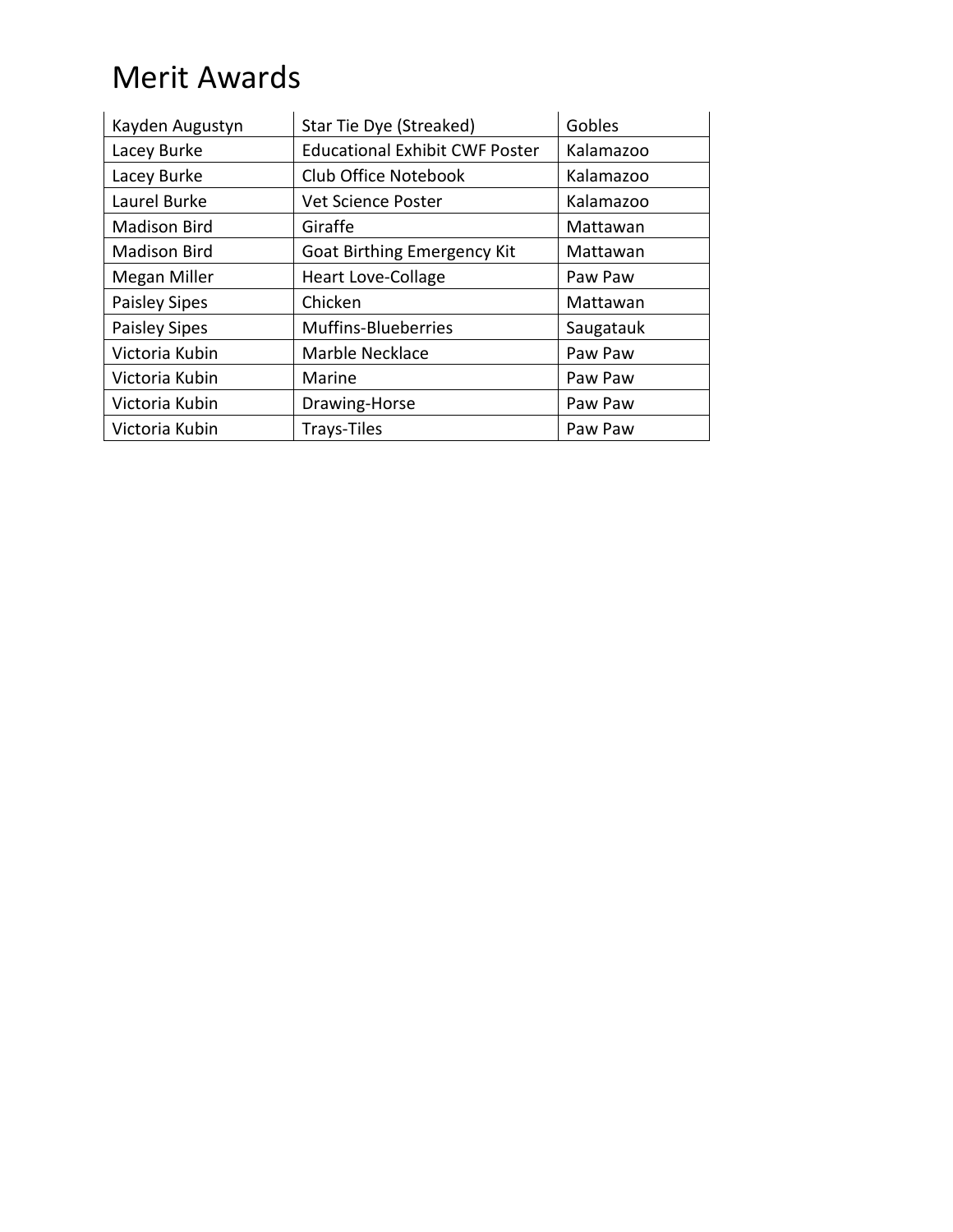# Merit Awards

| | | |
|---|---|---|
| Kayden Augustyn | Star Tie Dye (Streaked) | Gobles |
| Lacey Burke | Educational Exhibit CWF Poster | Kalamazoo |
| Lacey Burke | Club Office Notebook | Kalamazoo |
| Laurel Burke | Vet Science Poster | Kalamazoo |
| Madison Bird | Giraffe | Mattawan |
| Madison Bird | Goat Birthing Emergency Kit | Mattawan |
| Megan Miller | Heart Love-Collage | Paw Paw |
| Paisley Sipes | Chicken | Mattawan |
| Paisley Sipes | Muffins-Blueberries | Saugatauk |
| Victoria Kubin | Marble Necklace | Paw Paw |
| Victoria Kubin | Marine | Paw Paw |
| Victoria Kubin | Drawing-Horse | Paw Paw |
| Victoria Kubin | Trays-Tiles | Paw Paw |